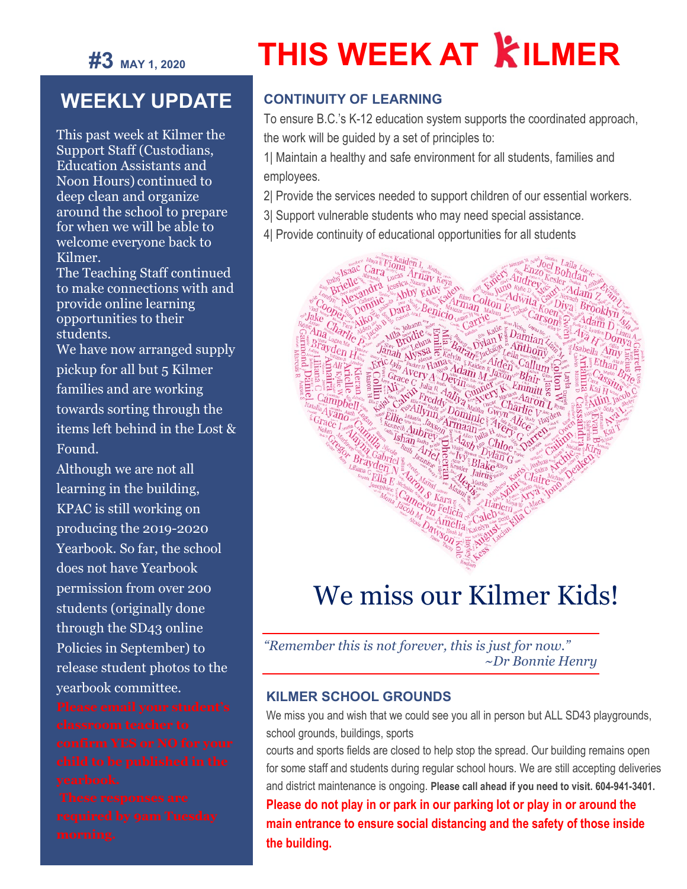#3 MAY 1, 2020

# THIS WEEK AT KILMER

## WEEKLY UPDATE

This past week at Kilmer the Support Staff (Custodians, Education Assistants and Noon Hours) continued to deep clean and organize around the school to prepare for when we will be able to welcome everyone back to Kilmer.

The Teaching Staff continued to make connections with and provide online learning opportunities to their students.

We have now arranged supply pickup for all but 5 Kilmer families and are working towards sorting through the items left behind in the Lost & Found.

Although we are not all learning in the building, KPAC is still working on producing the 2019-2020 Yearbook. So far, the school does not have Yearbook permission from over 200 students (originally done through the SD43 online Policies in September) to release student photos to the yearbook committee.

**Please email your student's classroom teacher to confirm YES or NO for your child to be published in the yearbook.**

**These responses are required by 9am Tuesday morning.**

## CONTINUITY OF LEARNING

To ensure B.C.'s K-12 education system supports the coordinated approach, the work will be guided by a set of principles to:

1| Maintain a healthy and safe environment for all students, families and employees.

2| Provide the services needed to support children of our essential workers.

3| Support vulnerable students who may need special assistance.

4| Provide continuity of educational opportunities for all students

We miss our Kilmer Kids!

*"Remember this is not forever, this is just for now."*
*~Dr Bonnie Henry*

## KILMER SCHOOL GROUNDS

We miss you and wish that we could see you all in person but ALL SD43 playgrounds, school grounds, buildings, sports courts and sports fields are closed to help stop the spread. Our building remains open for some staff and students during regular school hours. We are still accepting deliveries and district maintenance is ongoing. **Please call ahead if you need to visit. 604-941-3401.**

**Please do not play in or park in our parking lot or play in or around the main entrance to ensure social distancing and the safety of those inside the building.**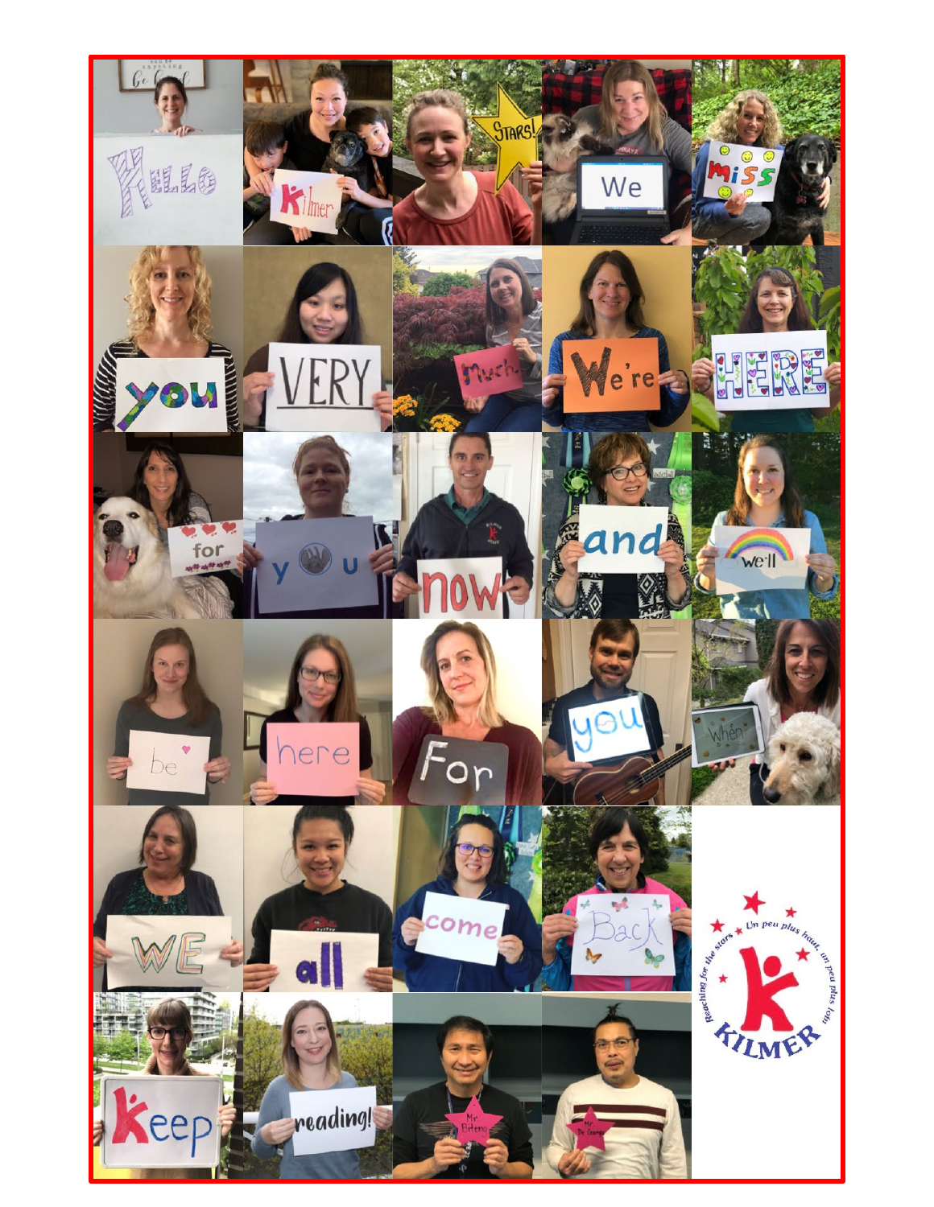Hello Kilmer Stars! We miss you very much. We're here for you now and we'll be here for you when WE all come Back

Keep reading!

Mr. Biteng

Mr. De Guzman

Reaching for the stars · Un peu plus haut, un peu plus loin

KILMER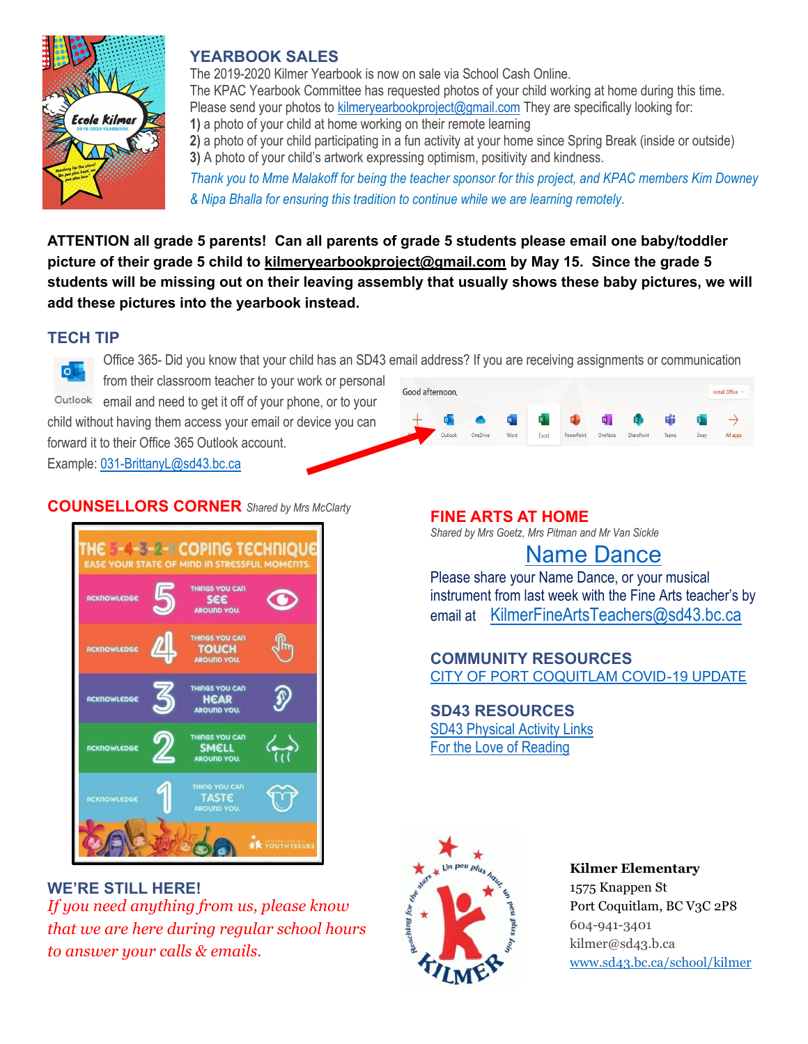## YEARBOOK SALES

The 2019-2020 Kilmer Yearbook is now on sale via School Cash Online.
The KPAC Yearbook Committee has requested photos of your child working at home during this time.
Please send your photos to kilmeryearbookproject@gmail.com They are specifically looking for:

**1)** a photo of your child at home working on their remote learning
**2)** a photo of your child participating in a fun activity at your home since Spring Break (inside or outside)
**3)** A photo of your child's artwork expressing optimism, positivity and kindness.

*Thank you to Mme Malakoff for being the teacher sponsor for this project, and KPAC members Kim Downey & Nipa Bhalla for ensuring this tradition to continue while we are learning remotely.*

**ATTENTION all grade 5 parents! Can all parents of grade 5 students please email one baby/toddler picture of their grade 5 child to kilmeryearbookproject@gmail.com by May 15. Since the grade 5 students will be missing out on their leaving assembly that usually shows these baby pictures, we will add these pictures into the yearbook instead.**

## TECH TIP

Office 365- Did you know that your child has an SD43 email address? If you are receiving assignments or communication from their classroom teacher to your work or personal email and need to get it off of your phone, or to your child without having them access your email or device you can forward it to their Office 365 Outlook account.
Example: 031-BrittanyL@sd43.bc.ca

## COUNSELLORS CORNER *Shared by Mrs McClarty*

THE 5-4-3-2-1 COPING TECHNIQUE
EASE YOUR STATE OF MIND IN STRESSFUL MOMENTS.

ACKNOWLEDGE 5 THINGS YOU CAN SEE AROUND YOU.
ACKNOWLEDGE 4 THINGS YOU CAN TOUCH AROUND YOU.
ACKNOWLEDGE 3 THINGS YOU CAN HEAR AROUND YOU.
ACKNOWLEDGE 2 THINGS YOU CAN SMELL AROUND YOU.
ACKNOWLEDGE 1 THING YOU CAN TASTE AROUND YOU.

## FINE ARTS AT HOME

*Shared by Mrs Goetz, Mrs Pitman and Mr Van Sickle*

### Name Dance

Please share your Name Dance, or your musical instrument from last week with the Fine Arts teacher's by email at KilmerFineArtsTeachers@sd43.bc.ca

## COMMUNITY RESOURCES

CITY OF PORT COQUITLAM COVID-19 UPDATE

## SD43 RESOURCES

SD43 Physical Activity Links
For the Love of Reading

## WE'RE STILL HERE!

*If you need anything from us, please know that we are here during regular school hours to answer your calls & emails.*

**Kilmer Elementary**
1575 Knappen St
Port Coquitlam, BC V3C 2P8
604-941-3401
kilmer@sd43.b.ca
www.sd43.bc.ca/school/kilmer